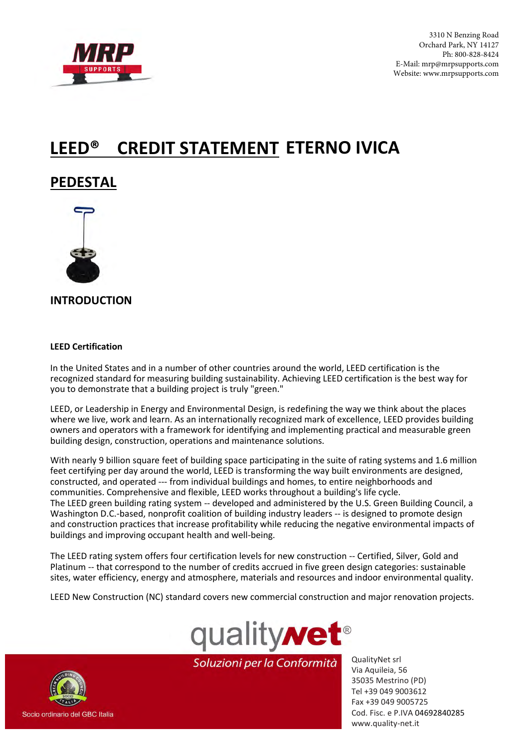3310 N Benzing Road
Orchard Park, NY 14127
Ph: 800-828-8424
E-Mail: mrp@mrpsupports.com
Website: www.mrpsupports.com

# LEED® CREDIT STATEMENT ETERNO IVICA

## PEDESTAL

### INTRODUCTION

#### LEED Certification

In the United States and in a number of other countries around the world, LEED certification is the recognized standard for measuring building sustainability. Achieving LEED certification is the best way for you to demonstrate that a building project is truly "green."

LEED, or Leadership in Energy and Environmental Design, is redefining the way we think about the places where we live, work and learn. As an internationally recognized mark of excellence, LEED provides building owners and operators with a framework for identifying and implementing practical and measurable green building design, construction, operations and maintenance solutions.

With nearly 9 billion square feet of building space participating in the suite of rating systems and 1.6 million feet certifying per day around the world, LEED is transforming the way built environments are designed, constructed, and operated --- from individual buildings and homes, to entire neighborhoods and communities. Comprehensive and flexible, LEED works throughout a building's life cycle.
The LEED green building rating system -- developed and administered by the U.S. Green Building Council, a Washington D.C.-based, nonprofit coalition of building industry leaders -- is designed to promote design and construction practices that increase profitability while reducing the negative environmental impacts of buildings and improving occupant health and well-being.

The LEED rating system offers four certification levels for new construction -- Certified, Silver, Gold and Platinum -- that correspond to the number of credits accrued in five green design categories: sustainable sites, water efficiency, energy and atmosphere, materials and resources and indoor environmental quality.

LEED New Construction (NC) standard covers new commercial construction and major renovation projects.

qualitynet®
*Soluzioni per la Conformità*

Socio ordinario del GBC Italia

QualityNet srl
Via Aquileia, 56
35035 Mestrino (PD)
Tel +39 049 9003612
Fax +39 049 9005725
Cod. Fisc. e P.IVA 04692840285
www.quality-net.it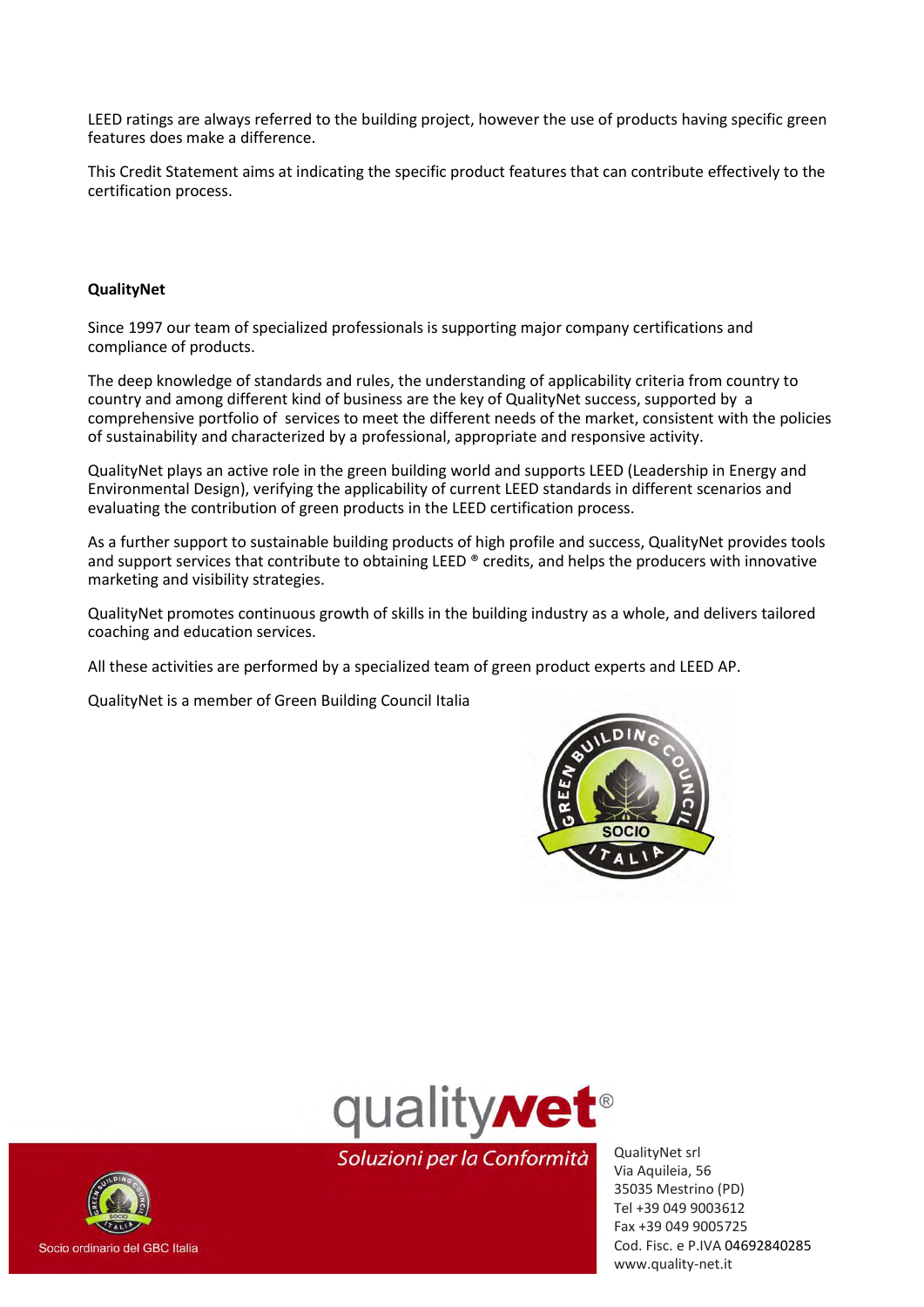LEED ratings are always referred to the building project, however the use of products having specific green features does make a difference.

This Credit Statement aims at indicating the specific product features that can contribute effectively to the certification process.

**QualityNet**

Since 1997 our team of specialized professionals is supporting major company certifications and compliance of products.

The deep knowledge of standards and rules, the understanding of applicability criteria from country to country and among different kind of business are the key of QualityNet success, supported by a comprehensive portfolio of services to meet the different needs of the market, consistent with the policies of sustainability and characterized by a professional, appropriate and responsive activity.

QualityNet plays an active role in the green building world and supports LEED (Leadership in Energy and Environmental Design), verifying the applicability of current LEED standards in different scenarios and evaluating the contribution of green products in the LEED certification process.

As a further support to sustainable building products of high profile and success, QualityNet provides tools and support services that contribute to obtaining LEED ® credits, and helps the producers with innovative marketing and visibility strategies.

QualityNet promotes continuous growth of skills in the building industry as a whole, and delivers tailored coaching and education services.

All these activities are performed by a specialized team of green product experts and LEED AP.

QualityNet is a member of Green Building Council Italia

qualitynet®

*Soluzioni per la Conformità*

Socio ordinario del GBC Italia

QualityNet srl
Via Aquileia, 56
35035 Mestrino (PD)
Tel +39 049 9003612
Fax +39 049 9005725
Cod. Fisc. e P.IVA 04692840285
www.quality-net.it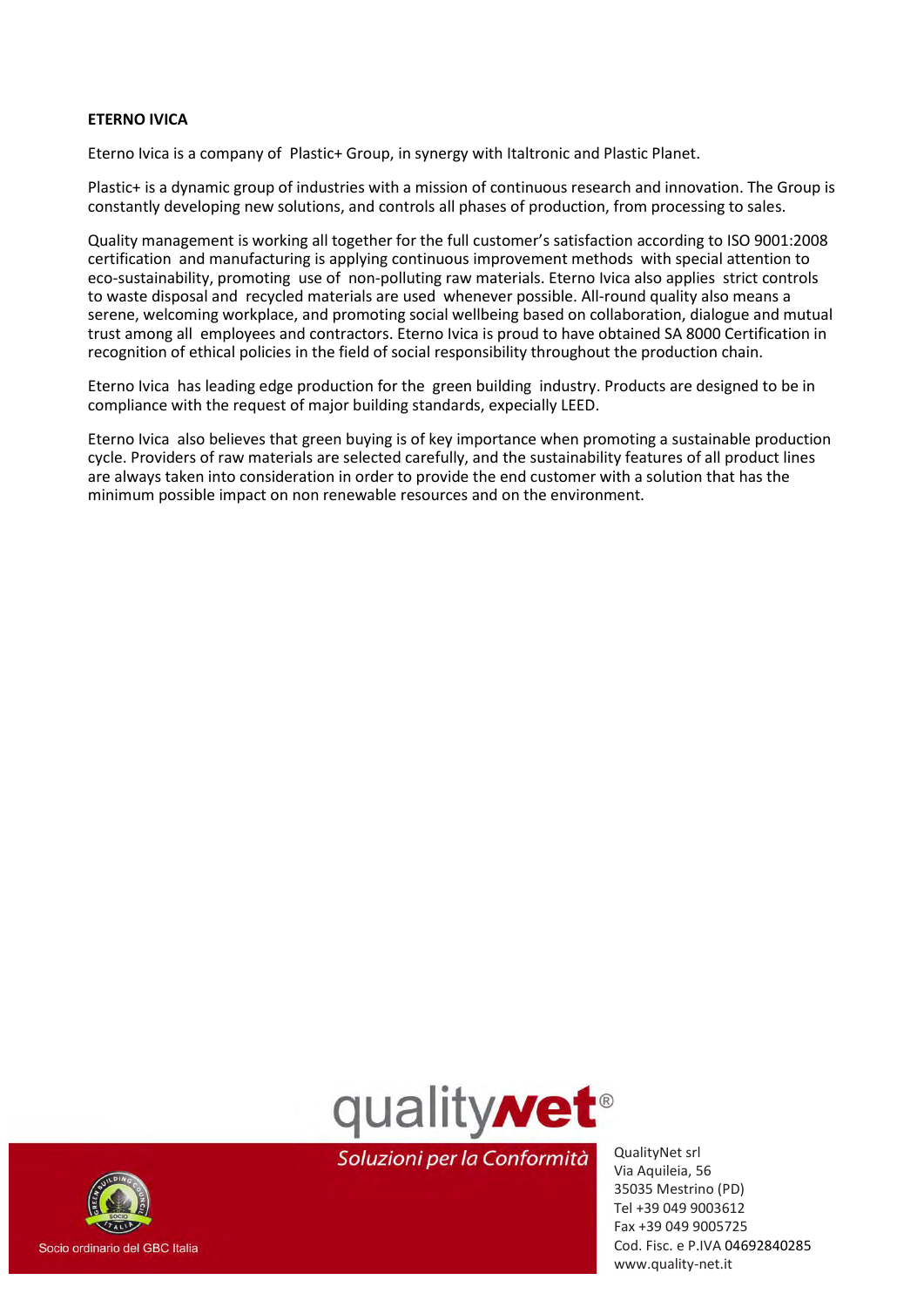**ETERNO IVICA**

Eterno Ivica is a company of Plastic+ Group, in synergy with Italtronic and Plastic Planet.

Plastic+ is a dynamic group of industries with a mission of continuous research and innovation. The Group is constantly developing new solutions, and controls all phases of production, from processing to sales.

Quality management is working all together for the full customer's satisfaction according to ISO 9001:2008 certification and manufacturing is applying continuous improvement methods with special attention to eco-sustainability, promoting use of non-polluting raw materials. Eterno Ivica also applies strict controls to waste disposal and recycled materials are used whenever possible. All-round quality also means a serene, welcoming workplace, and promoting social wellbeing based on collaboration, dialogue and mutual trust among all employees and contractors. Eterno Ivica is proud to have obtained SA 8000 Certification in recognition of ethical policies in the field of social responsibility throughout the production chain.

Eterno Ivica has leading edge production for the green building industry. Products are designed to be in compliance with the request of major building standards, expecially LEED.

Eterno Ivica also believes that green buying is of key importance when promoting a sustainable production cycle. Providers of raw materials are selected carefully, and the sustainability features of all product lines are always taken into consideration in order to provide the end customer with a solution that has the minimum possible impact on non renewable resources and on the environment.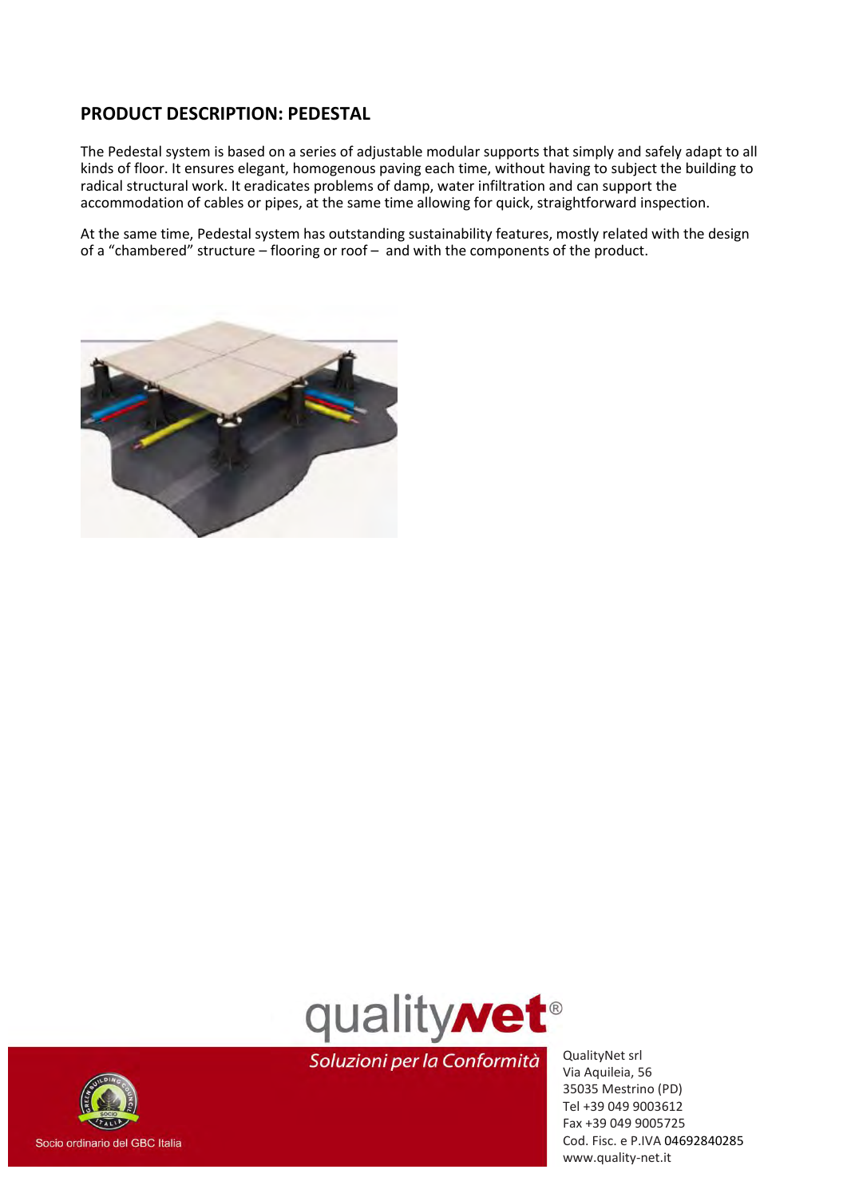## PRODUCT DESCRIPTION: PEDESTAL

The Pedestal system is based on a series of adjustable modular supports that simply and safely adapt to all kinds of floor. It ensures elegant, homogenous paving each time, without having to subject the building to radical structural work. It eradicates problems of damp, water infiltration and can support the accommodation of cables or pipes, at the same time allowing for quick, straightforward inspection.

At the same time, Pedestal system has outstanding sustainability features, mostly related with the design of a "chambered" structure – flooring or roof – and with the components of the product.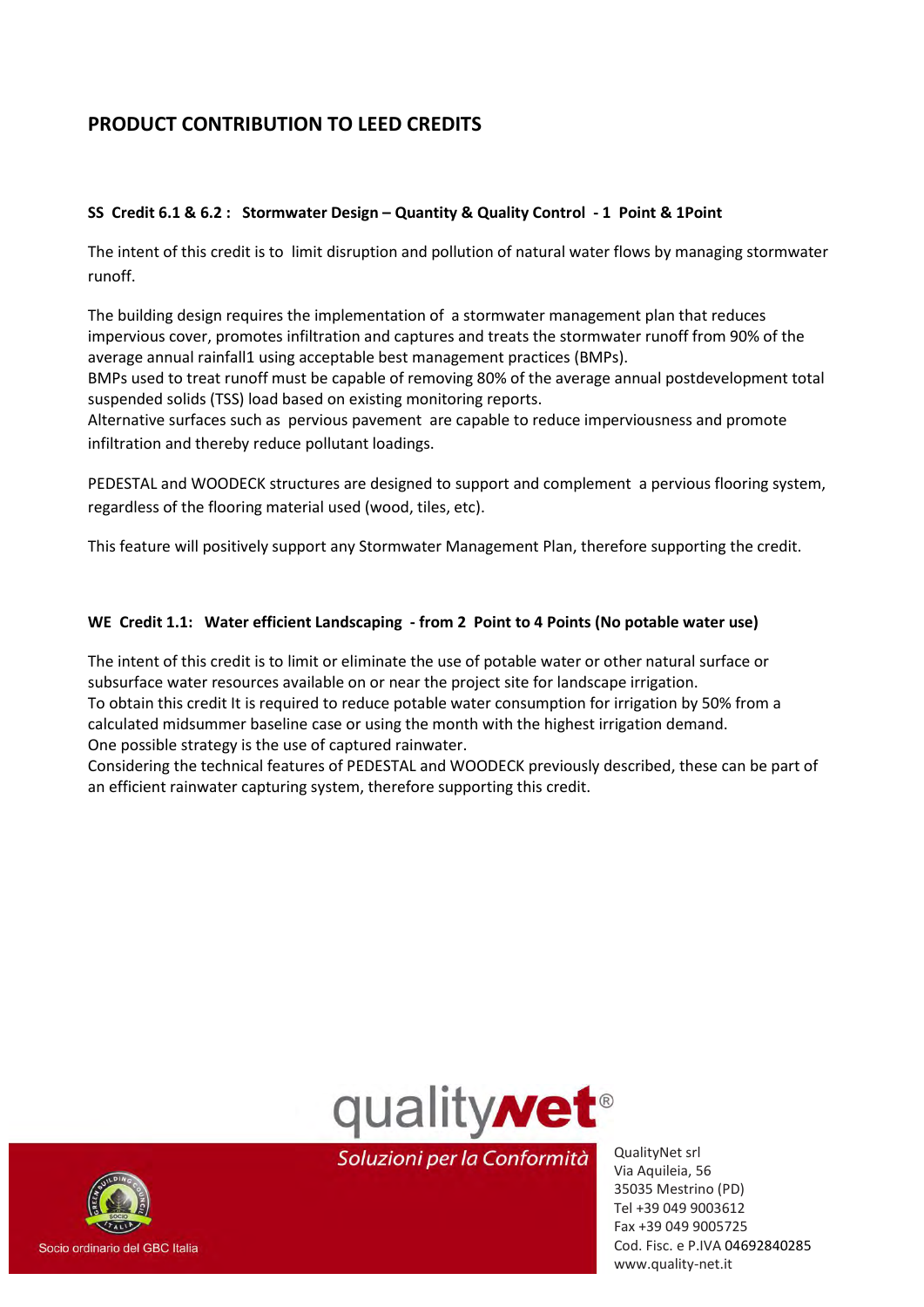## PRODUCT CONTRIBUTION TO LEED CREDITS

**SS Credit 6.1 & 6.2 : Stormwater Design – Quantity & Quality Control - 1 Point & 1Point**

The intent of this credit is to limit disruption and pollution of natural water flows by managing stormwater runoff.

The building design requires the implementation of a stormwater management plan that reduces impervious cover, promotes infiltration and captures and treats the stormwater runoff from 90% of the average annual rainfall1 using acceptable best management practices (BMPs).
BMPs used to treat runoff must be capable of removing 80% of the average annual postdevelopment total suspended solids (TSS) load based on existing monitoring reports.
Alternative surfaces such as pervious pavement are capable to reduce imperviousness and promote infiltration and thereby reduce pollutant loadings.

PEDESTAL and WOODECK structures are designed to support and complement a pervious flooring system, regardless of the flooring material used (wood, tiles, etc).

This feature will positively support any Stormwater Management Plan, therefore supporting the credit.

**WE Credit 1.1: Water efficient Landscaping - from 2 Point to 4 Points (No potable water use)**

The intent of this credit is to limit or eliminate the use of potable water or other natural surface or subsurface water resources available on or near the project site for landscape irrigation.
To obtain this credit It is required to reduce potable water consumption for irrigation by 50% from a calculated midsummer baseline case or using the month with the highest irrigation demand.
One possible strategy is the use of captured rainwater.
Considering the technical features of PEDESTAL and WOODECK previously described, these can be part of an efficient rainwater capturing system, therefore supporting this credit.

qualitynet®
*Soluzioni per la Conformità*

Socio ordinario del GBC Italia

QualityNet srl
Via Aquileia, 56
35035 Mestrino (PD)
Tel +39 049 9003612
Fax +39 049 9005725
Cod. Fisc. e P.IVA 04692840285
www.quality-net.it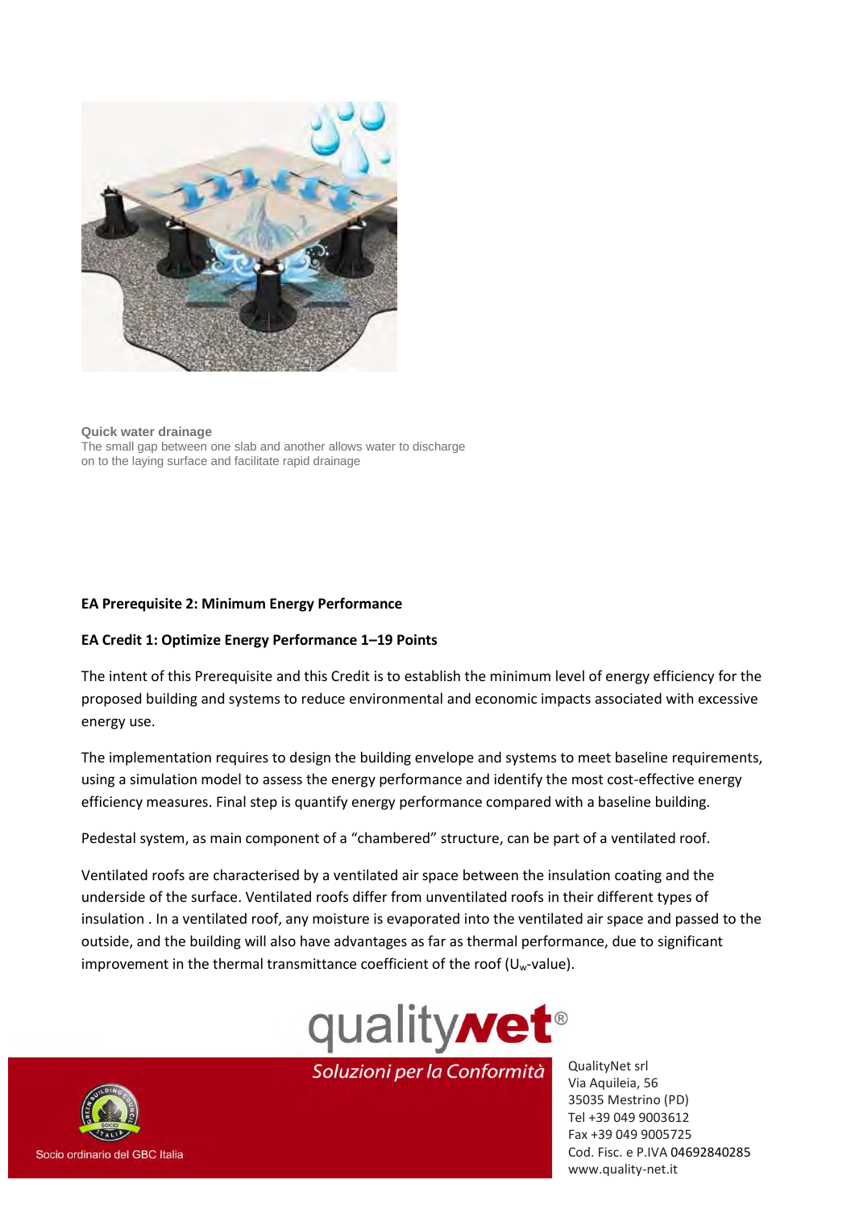**Quick water drainage**
The small gap between one slab and another allows water to discharge on to the laying surface and facilitate rapid drainage

**EA Prerequisite 2: Minimum Energy Performance**

**EA Credit 1: Optimize Energy Performance 1–19 Points**

The intent of this Prerequisite and this Credit is to establish the minimum level of energy efficiency for the proposed building and systems to reduce environmental and economic impacts associated with excessive energy use.

The implementation requires to design the building envelope and systems to meet baseline requirements, using a simulation model to assess the energy performance and identify the most cost-effective energy efficiency measures. Final step is quantify energy performance compared with a baseline building.

Pedestal system, as main component of a "chambered" structure, can be part of a ventilated roof.

Ventilated roofs are characterised by a ventilated air space between the insulation coating and the underside of the surface. Ventilated roofs differ from unventilated roofs in their different types of insulation . In a ventilated roof, any moisture is evaporated into the ventilated air space and passed to the outside, and the building will also have advantages as far as thermal performance, due to significant improvement in the thermal transmittance coefficient of the roof ($U_w$-value).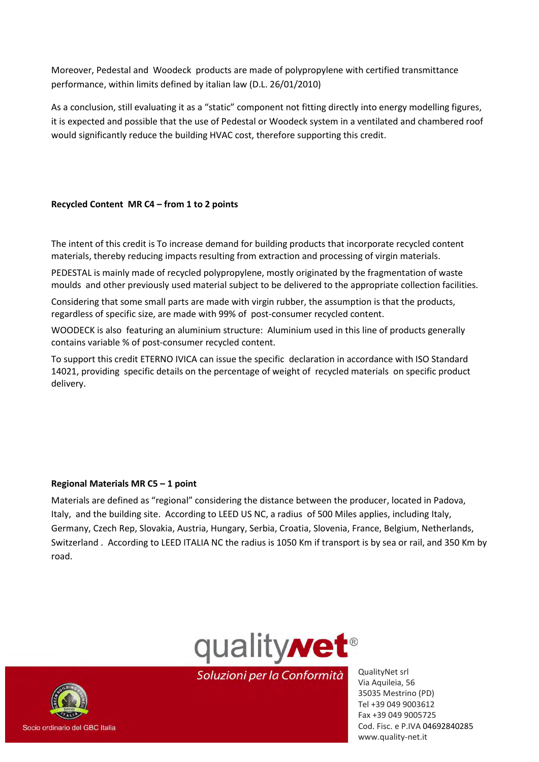Moreover, Pedestal and Woodeck products are made of polypropylene with certified transmittance performance, within limits defined by italian law (D.L. 26/01/2010)

As a conclusion, still evaluating it as a "static" component not fitting directly into energy modelling figures, it is expected and possible that the use of Pedestal or Woodeck system in a ventilated and chambered roof would significantly reduce the building HVAC cost, therefore supporting this credit.

**Recycled Content MR C4 – from 1 to 2 points**

The intent of this credit is To increase demand for building products that incorporate recycled content materials, thereby reducing impacts resulting from extraction and processing of virgin materials.

PEDESTAL is mainly made of recycled polypropylene, mostly originated by the fragmentation of waste moulds and other previously used material subject to be delivered to the appropriate collection facilities.

Considering that some small parts are made with virgin rubber, the assumption is that the products, regardless of specific size, are made with 99% of post-consumer recycled content.

WOODECK is also featuring an aluminium structure: Aluminium used in this line of products generally contains variable % of post-consumer recycled content.

To support this credit ETERNO IVICA can issue the specific declaration in accordance with ISO Standard 14021, providing specific details on the percentage of weight of recycled materials on specific product delivery.

**Regional Materials MR C5 – 1 point**

Materials are defined as "regional" considering the distance between the producer, located in Padova, Italy, and the building site. According to LEED US NC, a radius of 500 Miles applies, including Italy, Germany, Czech Rep, Slovakia, Austria, Hungary, Serbia, Croatia, Slovenia, France, Belgium, Netherlands, Switzerland . According to LEED ITALIA NC the radius is 1050 Km if transport is by sea or rail, and 350 Km by road.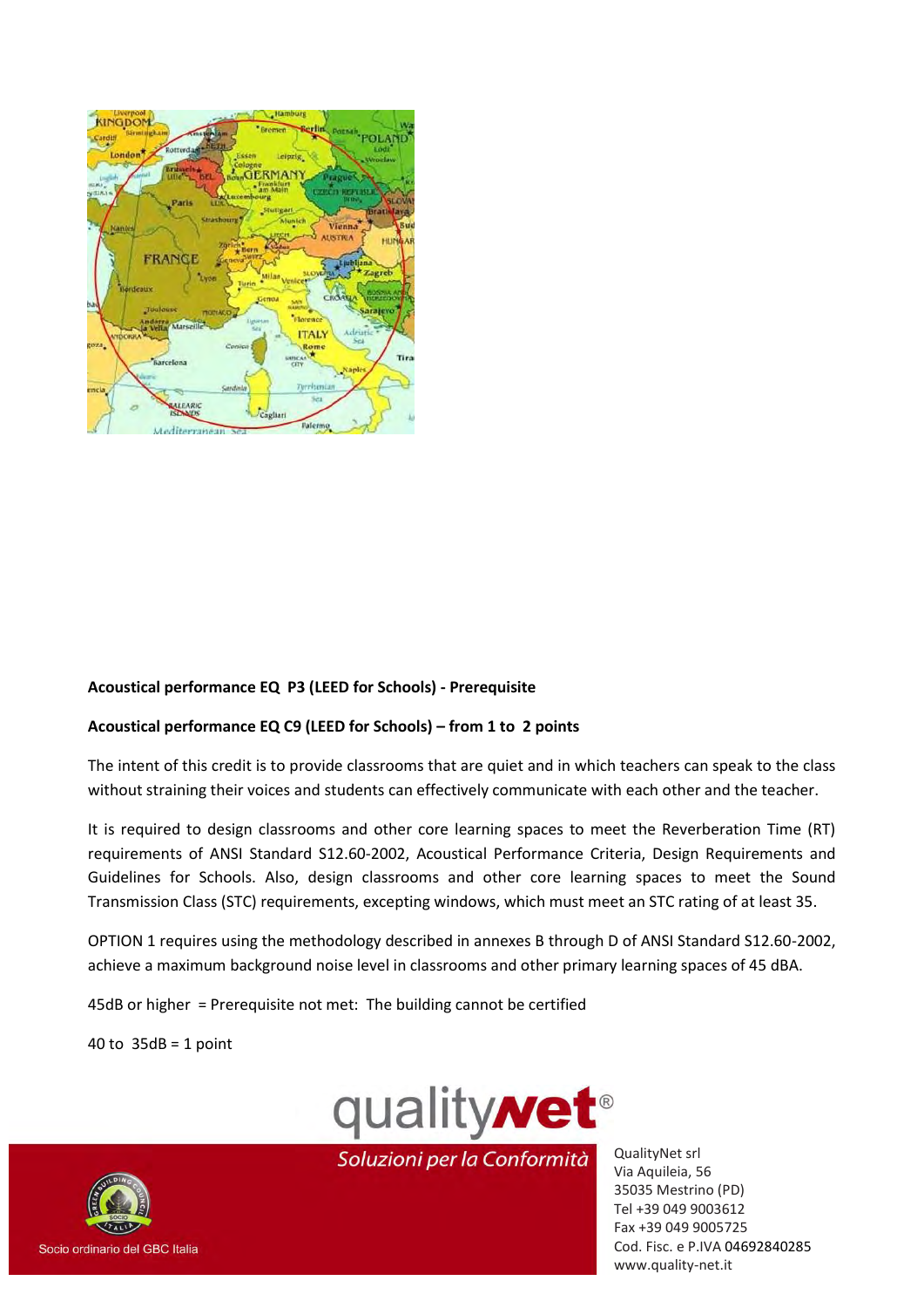**Acoustical performance EQ P3 (LEED for Schools) - Prerequisite**

**Acoustical performance EQ C9 (LEED for Schools) – from 1 to 2 points**

The intent of this credit is to provide classrooms that are quiet and in which teachers can speak to the class without straining their voices and students can effectively communicate with each other and the teacher.

It is required to design classrooms and other core learning spaces to meet the Reverberation Time (RT) requirements of ANSI Standard S12.60-2002, Acoustical Performance Criteria, Design Requirements and Guidelines for Schools. Also, design classrooms and other core learning spaces to meet the Sound Transmission Class (STC) requirements, excepting windows, which must meet an STC rating of at least 35.

OPTION 1 requires using the methodology described in annexes B through D of ANSI Standard S12.60-2002, achieve a maximum background noise level in classrooms and other primary learning spaces of 45 dBA.

45dB or higher = Prerequisite not met: The building cannot be certified

40 to 35dB = 1 point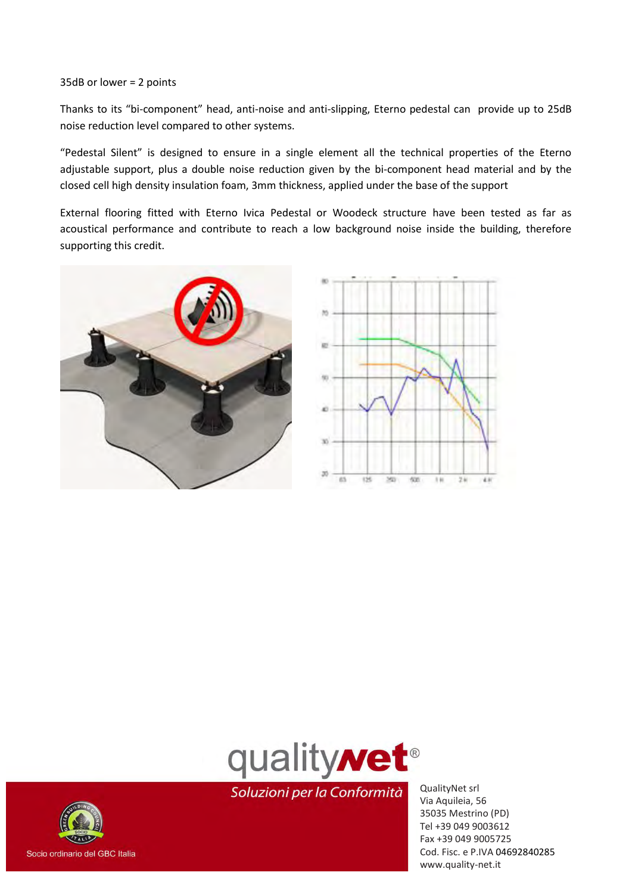35dB or lower = 2 points

Thanks to its “bi-component” head, anti-noise and anti-slipping, Eterno pedestal can provide up to 25dB noise reduction level compared to other systems.

“Pedestal Silent” is designed to ensure in a single element all the technical properties of the Eterno adjustable support, plus a double noise reduction given by the bi-component head material and by the closed cell high density insulation foam, 3mm thickness, applied under the base of the support

External flooring fitted with Eterno Ivica Pedestal or Woodeck structure have been tested as far as acoustical performance and contribute to reach a low background noise inside the building, therefore supporting this credit.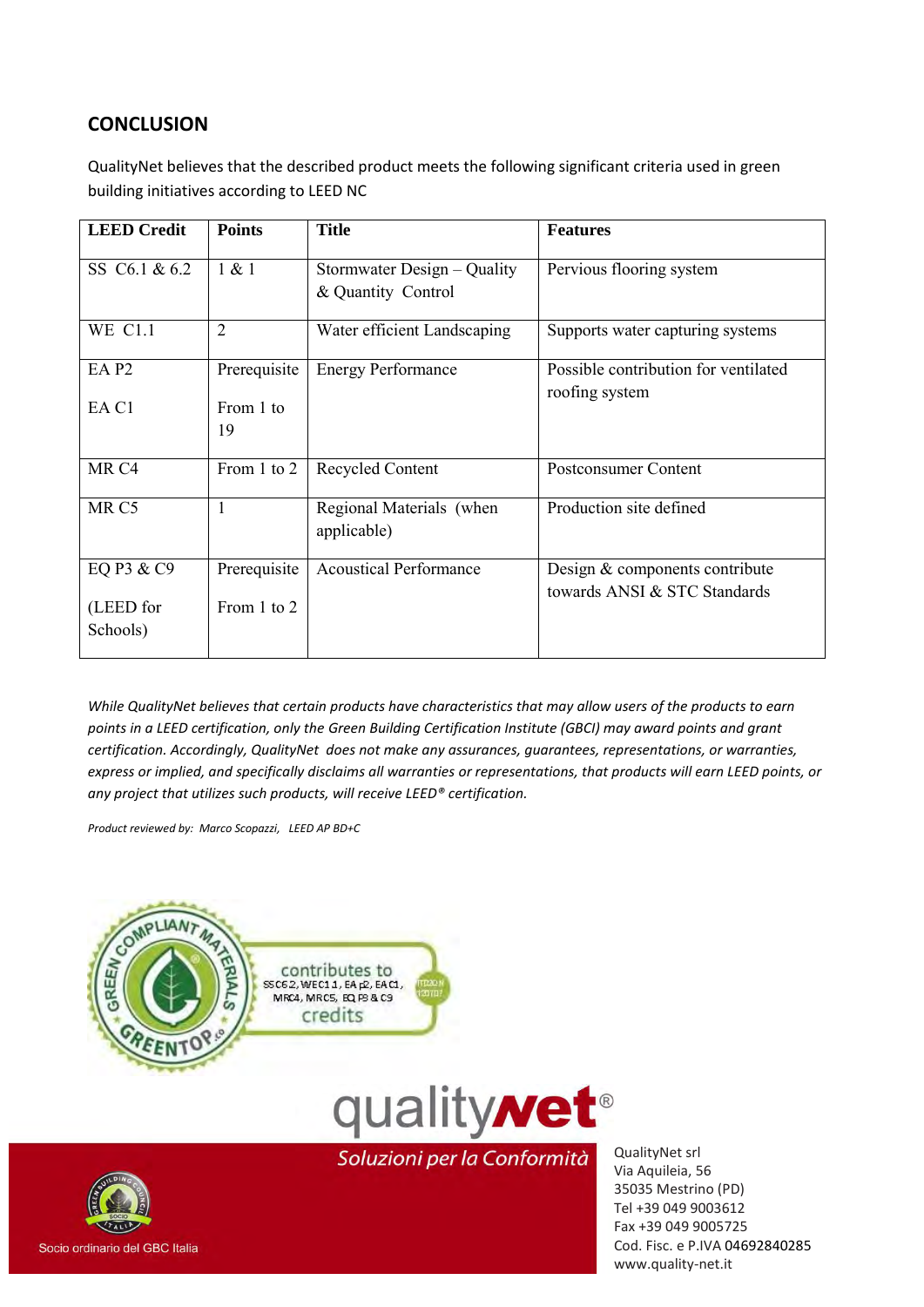## CONCLUSION

QualityNet believes that the described product meets the following significant criteria used in green building initiatives according to LEED NC

| LEED Credit | Points | Title | Features |
|---|---|---|---|
| SS C6.1 & 6.2 | 1 & 1 | Stormwater Design – Quality & Quantity Control | Pervious flooring system |
| WE C1.1 | 2 | Water efficient Landscaping | Supports water capturing systems |
| EA P2<br><br>EA C1 | Prerequisite<br><br>From 1 to 19 | Energy Performance | Possible contribution for ventilated roofing system |
| MR C4 | From 1 to 2 | Recycled Content | Postconsumer Content |
| MR C5 | 1 | Regional Materials (when applicable) | Production site defined |
| EQ P3 & C9<br><br>(LEED for Schools) | Prerequisite<br><br>From 1 to 2 | Acoustical Performance | Design & components contribute towards ANSI & STC Standards |

*While QualityNet believes that certain products have characteristics that may allow users of the products to earn points in a LEED certification, only the Green Building Certification Institute (GBCI) may award points and grant certification. Accordingly, QualityNet does not make any assurances, guarantees, representations, or warranties, express or implied, and specifically disclaims all warranties or representations, that products will earn LEED points, or any project that utilizes such products, will receive LEED® certification.*

*Product reviewed by: Marco Scopazzi, LEED AP BD+C*

GREEN COMPLIANT MATERIALS GREENTOP.co

contributes to SS C6.2, WE C1.1, EA p2, EA C1, MR C4, MR C5, EQ P3 & C9 credits

qualitynet®

Soluzioni per la Conformità

Socio ordinario del GBC Italia

QualityNet srl
Via Aquileia, 56
35035 Mestrino (PD)
Tel +39 049 9003612
Fax +39 049 9005725
Cod. Fisc. e P.IVA 04692840285
www.quality-net.it